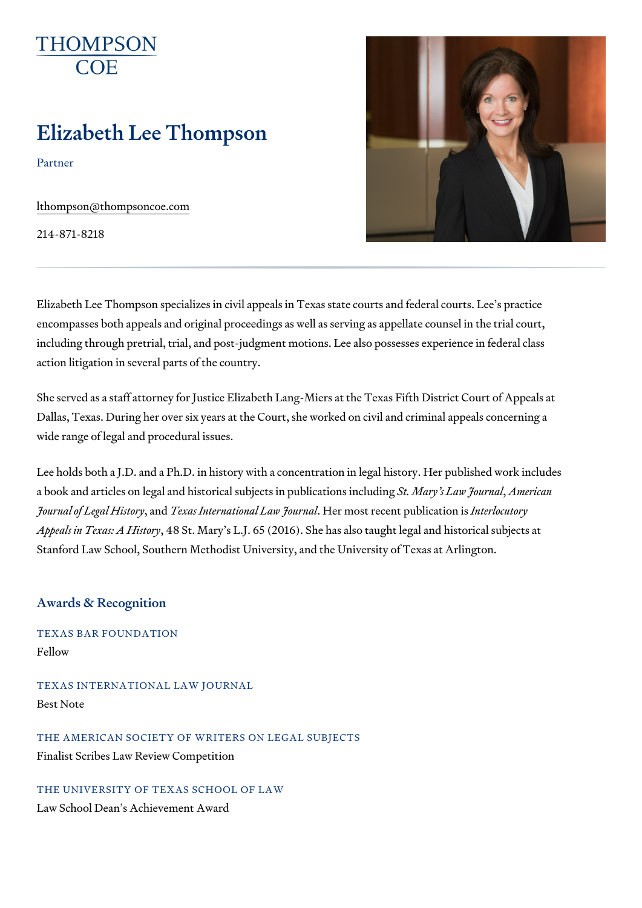THOMPSON COE

# Elizabeth Lee Thompson

Partner

lthompson@thompsoncoe.com

214-871-8218

---

Elizabeth Lee Thompson specializes in civil appeals in Texas state courts and federal courts. Lee's practice encompasses both appeals and original proceedings as well as serving as appellate counsel in the trial court, including through pretrial, trial, and post-judgment motions. Lee also possesses experience in federal class action litigation in several parts of the country.

She served as a staff attorney for Justice Elizabeth Lang-Miers at the Texas Fifth District Court of Appeals at Dallas, Texas. During her over six years at the Court, she worked on civil and criminal appeals concerning a wide range of legal and procedural issues.

Lee holds both a J.D. and a Ph.D. in history with a concentration in legal history. Her published work includes a book and articles on legal and historical subjects in publications including *St. Mary's Law Journal*, *American Journal of Legal History*, and *Texas International Law Journal*. Her most recent publication is *Interlocutory Appeals in Texas: A History*, 48 St. Mary's L.J. 65 (2016). She has also taught legal and historical subjects at Stanford Law School, Southern Methodist University, and the University of Texas at Arlington.

## Awards & Recognition

### TEXAS BAR FOUNDATION

Fellow

### TEXAS INTERNATIONAL LAW JOURNAL

Best Note

### THE AMERICAN SOCIETY OF WRITERS ON LEGAL SUBJECTS

Finalist Scribes Law Review Competition

### THE UNIVERSITY OF TEXAS SCHOOL OF LAW

Law School Dean's Achievement Award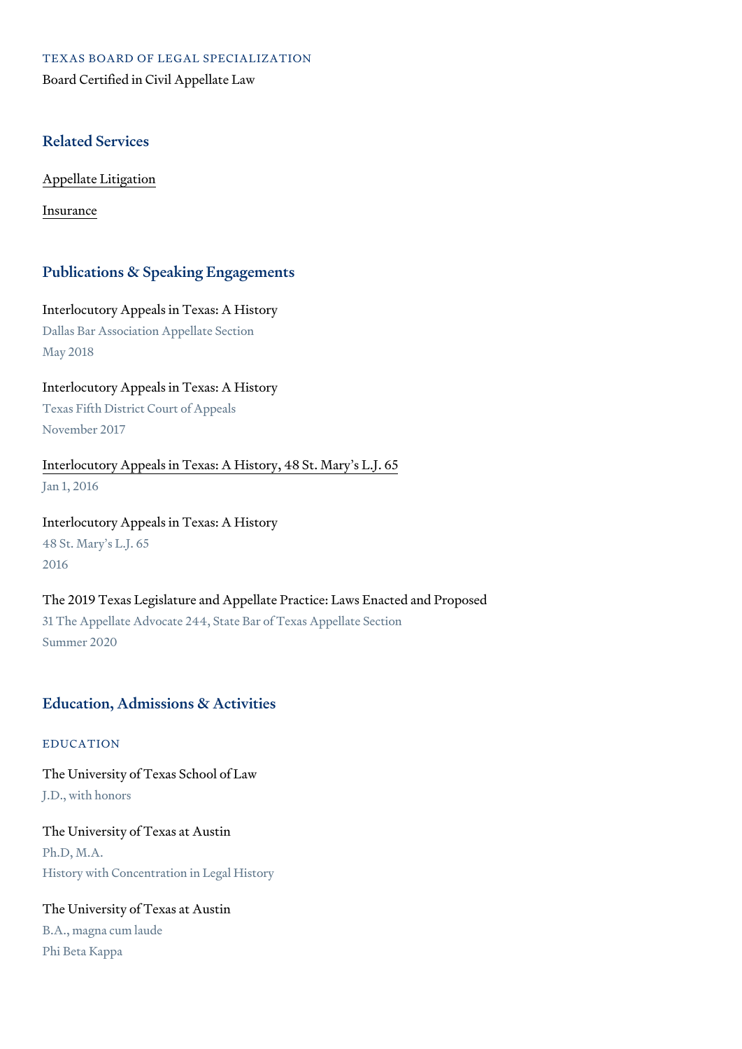TEXAS BOARD OF LEGAL SPECIALIZATION

Board Certified in Civil Appellate Law

## Related Services

Appellate Litigation

Insurance

## Publications & Speaking Engagements

Interlocutory Appeals in Texas: A History
Dallas Bar Association Appellate Section
May 2018

Interlocutory Appeals in Texas: A History
Texas Fifth District Court of Appeals
November 2017

Interlocutory Appeals in Texas: A History, 48 St. Mary's L.J. 65
Jan 1, 2016

Interlocutory Appeals in Texas: A History
48 St. Mary's L.J. 65
2016

The 2019 Texas Legislature and Appellate Practice: Laws Enacted and Proposed
31 The Appellate Advocate 244, State Bar of Texas Appellate Section
Summer 2020

## Education, Admissions & Activities

### EDUCATION

The University of Texas School of Law
J.D., with honors

The University of Texas at Austin
Ph.D, M.A.
History with Concentration in Legal History

The University of Texas at Austin
B.A., magna cum laude
Phi Beta Kappa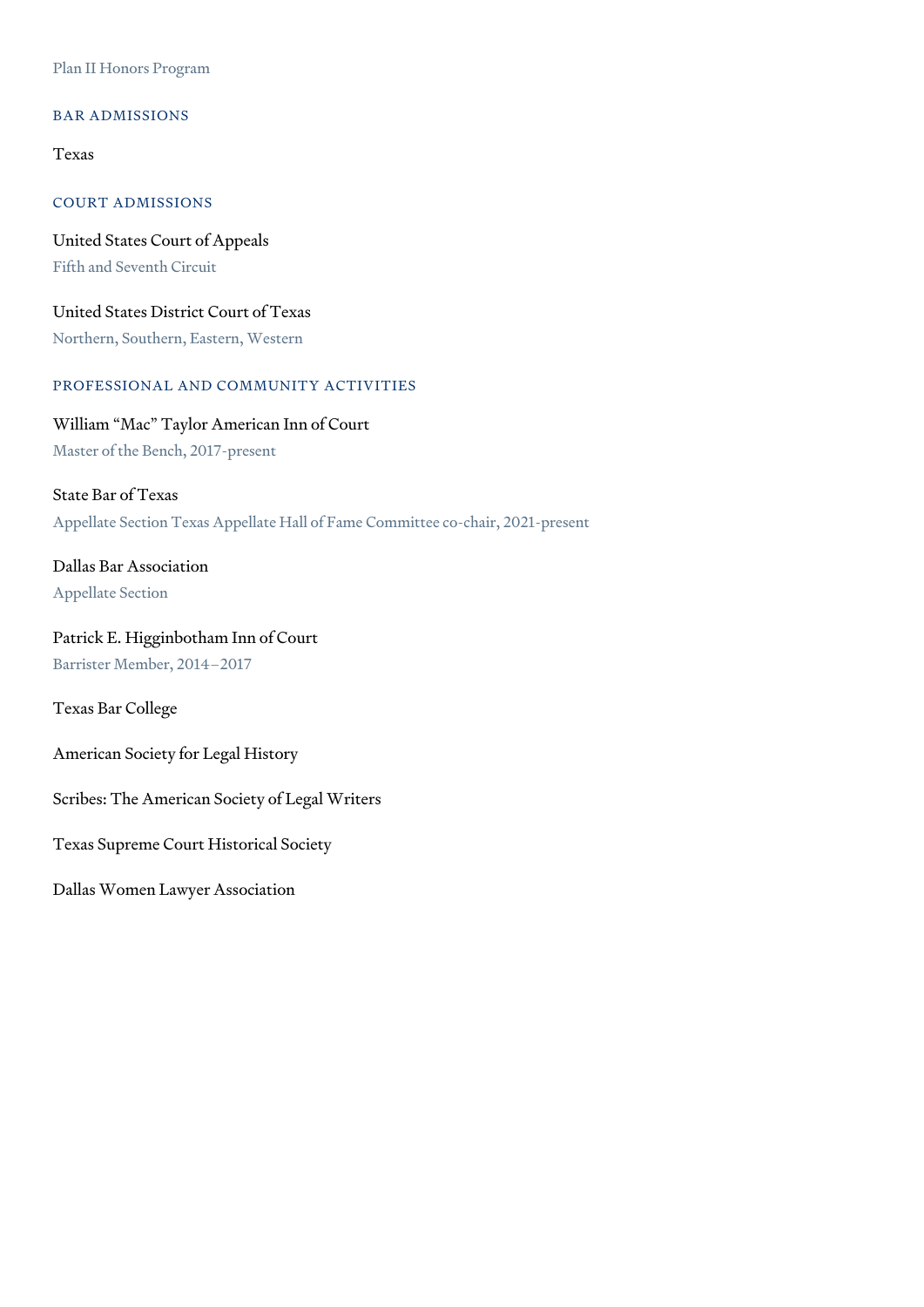Plan II Honors Program

## BAR ADMISSIONS

Texas

## COURT ADMISSIONS

United States Court of Appeals
Fifth and Seventh Circuit

United States District Court of Texas
Northern, Southern, Eastern, Western

## PROFESSIONAL AND COMMUNITY ACTIVITIES

William "Mac" Taylor American Inn of Court
Master of the Bench, 2017-present

State Bar of Texas
Appellate Section Texas Appellate Hall of Fame Committee co-chair, 2021-present

Dallas Bar Association
Appellate Section

Patrick E. Higginbotham Inn of Court
Barrister Member, 2014–2017

Texas Bar College

American Society for Legal History

Scribes: The American Society of Legal Writers

Texas Supreme Court Historical Society

Dallas Women Lawyer Association